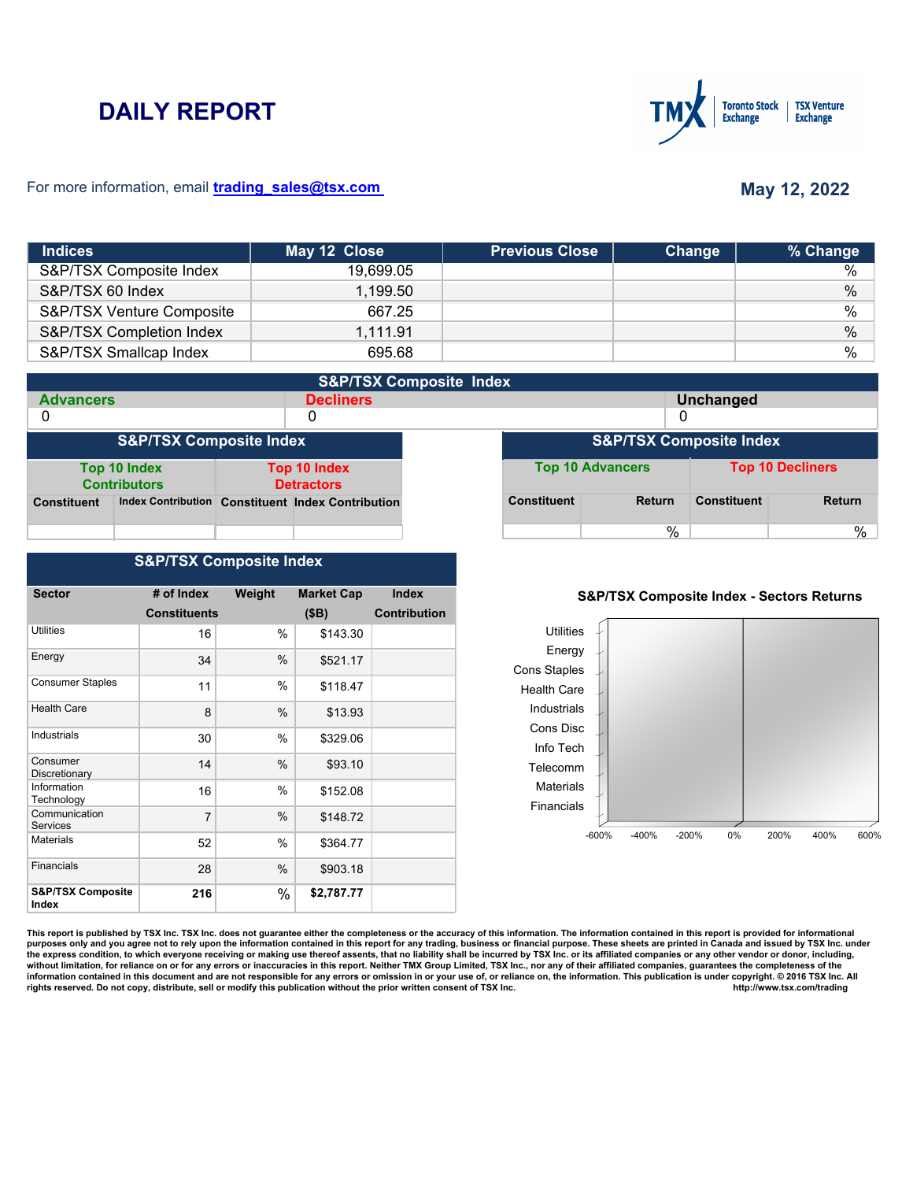# DAILY REPORT

For more information, email trading_sales@tsx.com

**May 12, 2022**

| Indices | May 12 Close | Previous Close | Change | % Change |
|---|---|---|---|---|
| S&P/TSX Composite Index | 19,699.05 | | | % |
| S&P/TSX 60 Index | 1,199.50 | | | % |
| S&P/TSX Venture Composite | 667.25 | | | % |
| S&P/TSX Completion Index | 1,111.91 | | | % |
| S&P/TSX Smallcap Index | 695.68 | | | % |

## S&P/TSX Composite Index

| Advancers | Decliners | Unchanged |
|---|---|---|
| 0 | 0 | 0 |

## S&P/TSX Composite Index

| Top 10 Index Contributors | | Top 10 Index Detractors | |
|---|---|---|---|
| Constituent | Index Contribution | Constituent | Index Contribution |
| | | | |

## S&P/TSX Composite Index

| Top 10 Advancers | | Top 10 Decliners | |
|---|---|---|---|
| Constituent | Return | Constituent | Return |
| | % | | % |

## S&P/TSX Composite Index

| Sector | # of Index Constituents | Weight | Market Cap ($B) | Index Contribution |
|---|---|---|---|---|
| Utilities | 16 | % | $143.30 | |
| Energy | 34 | % | $521.17 | |
| Consumer Staples | 11 | % | $118.47 | |
| Health Care | 8 | % | $13.93 | |
| Industrials | 30 | % | $329.06 | |
| Consumer Discretionary | 14 | % | $93.10 | |
| Information Technology | 16 | % | $152.08 | |
| Communication Services | 7 | % | $148.72 | |
| Materials | 52 | % | $364.77 | |
| Financials | 28 | % | $903.18 | |
| **S&P/TSX Composite Index** | **216** | % | **$2,787.77** | |

**S&P/TSX Composite Index - Sectors Returns**

Utilities, Energy, Cons Staples, Health Care, Industrials, Cons Disc, Info Tech, Telecomm, Materials, Financials

-600% -400% -200% 0% 200% 400% 600%

**This report is published by TSX Inc. TSX Inc. does not guarantee either the completeness or the accuracy of this information. The information contained in this report is provided for informational purposes only and you agree not to rely upon the information contained in this report for any trading, business or financial purpose. These sheets are printed in Canada and issued by TSX Inc. under the express condition, to which everyone receiving or making use thereof assents, that no liability shall be incurred by TSX Inc. or its affiliated companies or any other vendor or donor, including, without limitation, for reliance on or for any errors or inaccuracies in this report. Neither TMX Group Limited, TSX Inc., nor any of their affiliated companies, guarantees the completeness of the information contained in this document and are not responsible for any errors or omission in or your use of, or reliance on, the information. This publication is under copyright. © 2016 TSX Inc. All rights reserved. Do not copy, distribute, sell or modify this publication without the prior written consent of TSX Inc.** http://www.tsx.com/trading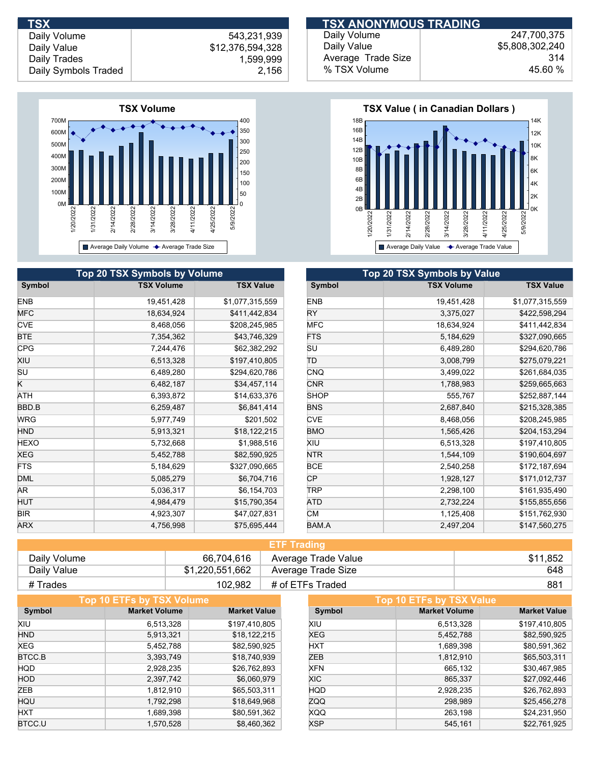## TSX

| | |
|---|---|
| Daily Volume | 543,231,939 |
| Daily Value | $12,376,594,328 |
| Daily Trades | 1,599,999 |
| Daily Symbols Traded | 2,156 |

## TSX ANONYMOUS TRADING

| | |
|---|---|
| Daily Volume | 247,700,375 |
| Daily Value | $5,808,302,240 |
| Average Trade Size | 314 |
| % TSX Volume | 45.60 % |

**TSX Volume**

Legend: Average Daily Volume; Average Trade Size

**TSX Value ( in Canadian Dollars )**

Legend: Average Daily Value; Average Trade Value

## Top 20 TSX Symbols by Volume

| Symbol | TSX Volume | TSX Value |
|---|---|---|
| ENB | 19,451,428 | $1,077,315,559 |
| MFC | 18,634,924 | $411,442,834 |
| CVE | 8,468,056 | $208,245,985 |
| BTE | 7,354,362 | $43,746,329 |
| CPG | 7,244,476 | $62,382,292 |
| XIU | 6,513,328 | $197,410,805 |
| SU | 6,489,280 | $294,620,786 |
| K | 6,482,187 | $34,457,114 |
| ATH | 6,393,872 | $14,633,376 |
| BBD.B | 6,259,487 | $6,841,414 |
| WRG | 5,977,749 | $201,502 |
| HND | 5,913,321 | $18,122,215 |
| HEXO | 5,732,668 | $1,988,516 |
| XEG | 5,452,788 | $82,590,925 |
| FTS | 5,184,629 | $327,090,665 |
| DML | 5,085,279 | $6,704,716 |
| AR | 5,036,317 | $6,154,703 |
| HUT | 4,984,479 | $15,790,354 |
| BIR | 4,923,307 | $47,027,831 |
| ARX | 4,756,998 | $75,695,444 |

## Top 20 TSX Symbols by Value

| Symbol | TSX Volume | TSX Value |
|---|---|---|
| ENB | 19,451,428 | $1,077,315,559 |
| RY | 3,375,027 | $422,598,294 |
| MFC | 18,634,924 | $411,442,834 |
| FTS | 5,184,629 | $327,090,665 |
| SU | 6,489,280 | $294,620,786 |
| TD | 3,008,799 | $275,079,221 |
| CNQ | 3,499,022 | $261,684,035 |
| CNR | 1,788,983 | $259,665,663 |
| SHOP | 555,767 | $252,887,144 |
| BNS | 2,687,840 | $215,328,385 |
| CVE | 8,468,056 | $208,245,985 |
| BMO | 1,565,426 | $204,153,294 |
| XIU | 6,513,328 | $197,410,805 |
| NTR | 1,544,109 | $190,604,697 |
| BCE | 2,540,258 | $172,187,694 |
| CP | 1,928,127 | $171,012,737 |
| TRP | 2,298,100 | $161,935,490 |
| ATD | 2,732,224 | $155,855,656 |
| CM | 1,125,408 | $151,762,930 |
| BAM.A | 2,497,204 | $147,560,275 |

## ETF Trading

| | | | |
|---|---|---|---|
| Daily Volume | 66,704,616 | Average Trade Value | $11,852 |
| Daily Value | $1,220,551,662 | Average Trade Size | 648 |
| # Trades | 102,982 | # of ETFs Traded | 881 |

## Top 10 ETFs by TSX Volume

| Symbol | Market Volume | Market Value |
|---|---|---|
| XIU | 6,513,328 | $197,410,805 |
| HND | 5,913,321 | $18,122,215 |
| XEG | 5,452,788 | $82,590,925 |
| BTCC.B | 3,393,749 | $18,740,939 |
| HQD | 2,928,235 | $26,762,893 |
| HOD | 2,397,742 | $6,060,979 |
| ZEB | 1,812,910 | $65,503,311 |
| HQU | 1,792,298 | $18,649,968 |
| HXT | 1,689,398 | $80,591,362 |
| BTCC.U | 1,570,528 | $8,460,362 |

## Top 10 ETFs by TSX Value

| Symbol | Market Volume | Market Value |
|---|---|---|
| XIU | 6,513,328 | $197,410,805 |
| XEG | 5,452,788 | $82,590,925 |
| HXT | 1,689,398 | $80,591,362 |
| ZEB | 1,812,910 | $65,503,311 |
| XFN | 665,132 | $30,467,985 |
| XIC | 865,337 | $27,092,446 |
| HQD | 2,928,235 | $26,762,893 |
| ZQQ | 298,989 | $25,456,278 |
| XQQ | 263,198 | $24,231,950 |
| XSP | 545,161 | $22,761,925 |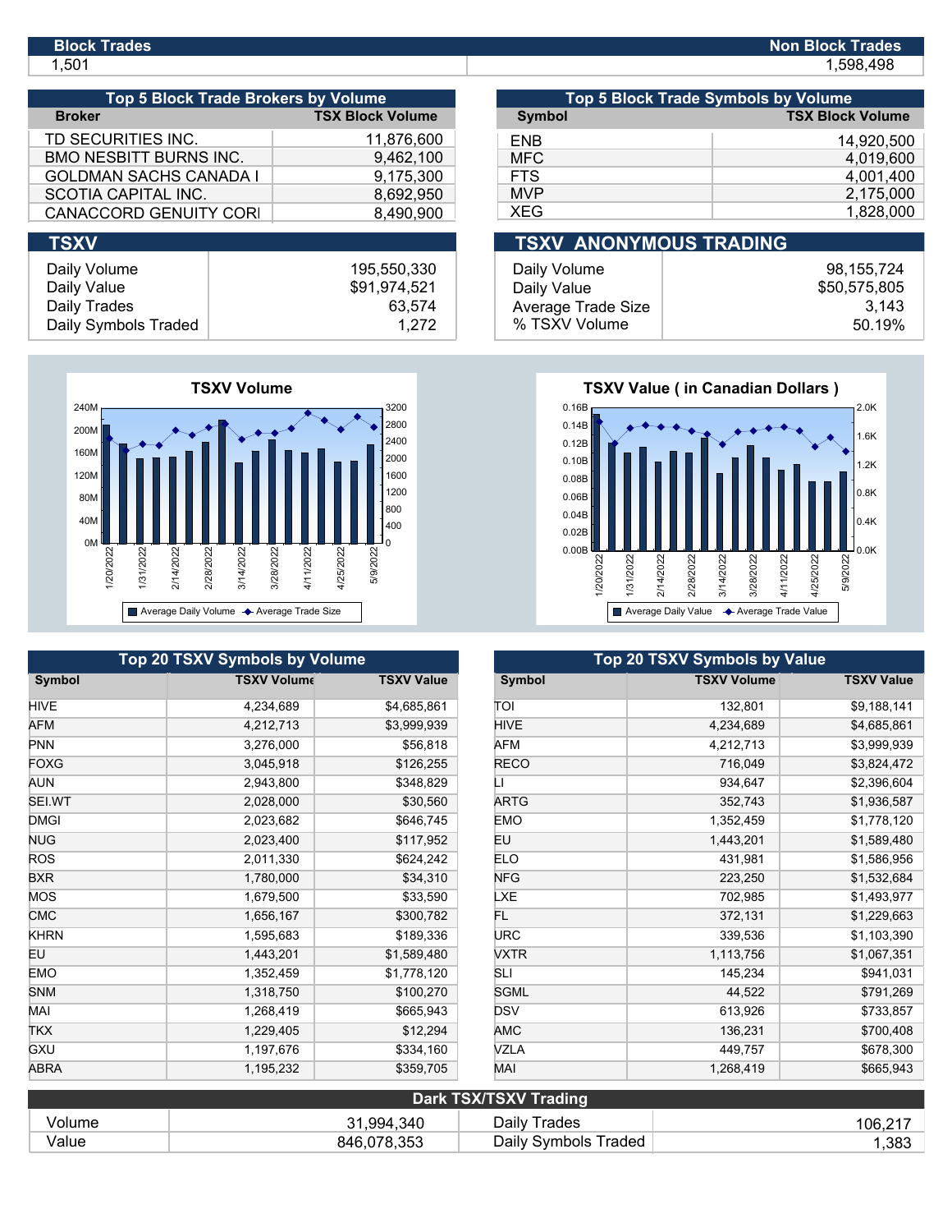| Block Trades | Non Block Trades |
| --- | --- |
| 1,501 | 1,598,498 |

### Top 5 Block Trade Brokers by Volume

| Broker | TSX Block Volume |
| --- | ---: |
| TD SECURITIES INC. | 11,876,600 |
| BMO NESBITT BURNS INC. | 9,462,100 |
| GOLDMAN SACHS CANADA I | 9,175,300 |
| SCOTIA CAPITAL INC. | 8,692,950 |
| CANACCORD GENUITY CORI | 8,490,900 |

### Top 5 Block Trade Symbols by Volume

| Symbol | TSX Block Volume |
| --- | ---: |
| ENB | 14,920,500 |
| MFC | 4,019,600 |
| FTS | 4,001,400 |
| MVP | 2,175,000 |
| XEG | 1,828,000 |

### TSXV

| | |
| --- | ---: |
| Daily Volume | 195,550,330 |
| Daily Value | $91,974,521 |
| Daily Trades | 63,574 |
| Daily Symbols Traded | 1,272 |

### TSXV ANONYMOUS TRADING

| | |
| --- | ---: |
| Daily Volume | 98,155,724 |
| Daily Value | $50,575,805 |
| Average Trade Size | 3,143 |
| % TSXV Volume | 50.19% |

TSXV Volume

240M 200M 160M 120M 80M 40M 0M

3200 2800 2400 2000 1600 1200 800 400 0

1/20/2022 1/31/2022 2/14/2022 2/28/2022 3/14/2022 3/28/2022 4/11/2022 4/25/2022 5/9/2022

Average Daily Volume — Average Trade Size

TSXV Value ( in Canadian Dollars )

0.16B 0.14B 0.12B 0.10B 0.08B 0.06B 0.04B 0.02B 0.00B

2.0K 1.6K 1.2K 0.8K 0.4K 0.0K

1/20/2022 1/31/2022 2/14/2022 2/28/2022 3/14/2022 3/28/2022 4/11/2022 4/25/2022 5/9/2022

Average Daily Value — Average Trade Value

### Top 20 TSXV Symbols by Volume

| Symbol | TSXV Volume | TSXV Value |
| --- | ---: | ---: |
| HIVE | 4,234,689 | $4,685,861 |
| AFM | 4,212,713 | $3,999,939 |
| PNN | 3,276,000 | $56,818 |
| FOXG | 3,045,918 | $126,255 |
| AUN | 2,943,800 | $348,829 |
| SEI.WT | 2,028,000 | $30,560 |
| DMGI | 2,023,682 | $646,745 |
| NUG | 2,023,400 | $117,952 |
| ROS | 2,011,330 | $624,242 |
| BXR | 1,780,000 | $34,310 |
| MOS | 1,679,500 | $33,590 |
| CMC | 1,656,167 | $300,782 |
| KHRN | 1,595,683 | $189,336 |
| EU | 1,443,201 | $1,589,480 |
| EMO | 1,352,459 | $1,778,120 |
| SNM | 1,318,750 | $100,270 |
| MAI | 1,268,419 | $665,943 |
| TKX | 1,229,405 | $12,294 |
| GXU | 1,197,676 | $334,160 |
| ABRA | 1,195,232 | $359,705 |

### Top 20 TSXV Symbols by Value

| Symbol | TSXV Volume | TSXV Value |
| --- | ---: | ---: |
| TOI | 132,801 | $9,188,141 |
| HIVE | 4,234,689 | $4,685,861 |
| AFM | 4,212,713 | $3,999,939 |
| RECO | 716,049 | $3,824,472 |
| LI | 934,647 | $2,396,604 |
| ARTG | 352,743 | $1,936,587 |
| EMO | 1,352,459 | $1,778,120 |
| EU | 1,443,201 | $1,589,480 |
| ELO | 431,981 | $1,586,956 |
| NFG | 223,250 | $1,532,684 |
| LXE | 702,985 | $1,493,977 |
| FL | 372,131 | $1,229,663 |
| URC | 339,536 | $1,103,390 |
| VXTR | 1,113,756 | $1,067,351 |
| SLI | 145,234 | $941,031 |
| SGML | 44,522 | $791,269 |
| DSV | 613,926 | $733,857 |
| AMC | 136,231 | $700,408 |
| VZLA | 449,757 | $678,300 |
| MAI | 1,268,419 | $665,943 |

### Dark TSX/TSXV Trading

| | | | |
| --- | ---: | --- | ---: |
| Volume | 31,994,340 | Daily Trades | 106,217 |
| Value | 846,078,353 | Daily Symbols Traded | 1,383 |